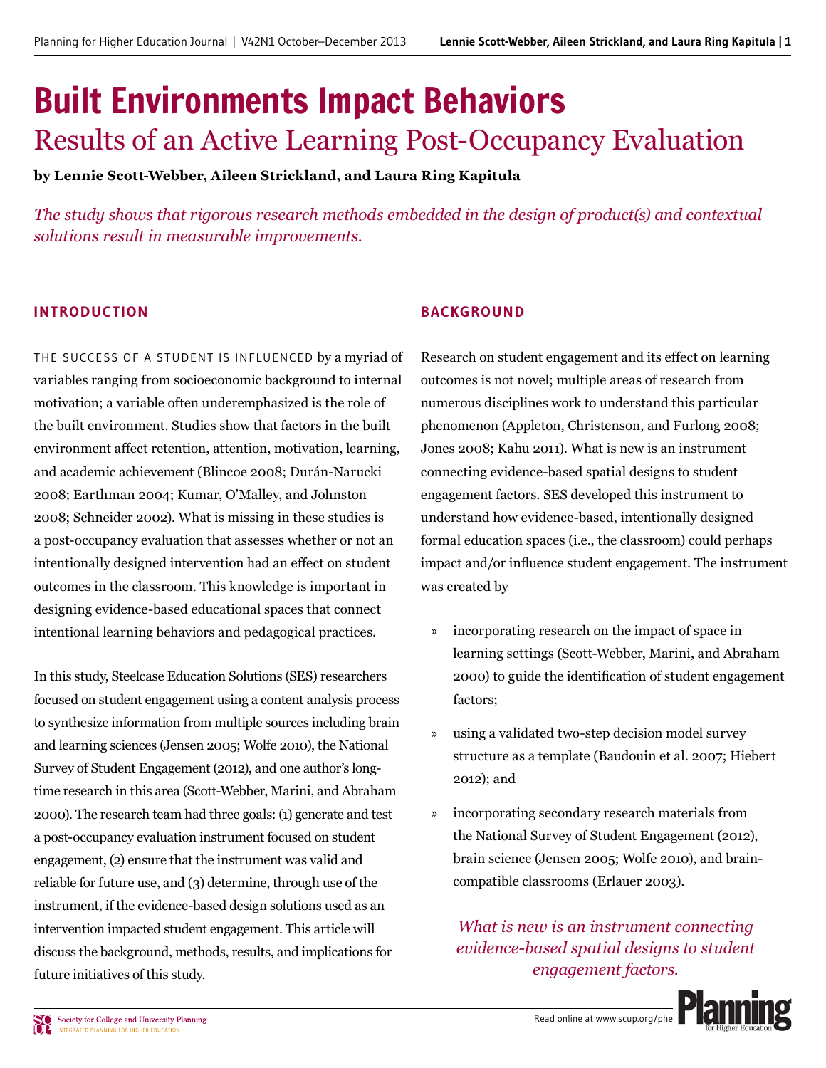# Built Environments Impact Behaviors

## Results of an Active Learning Post-Occupancy Evaluation

**by Lennie Scott-Webber, Aileen Strickland, and Laura Ring Kapitula**

*The study shows that rigorous research methods embedded in the design of product(s) and contextual solutions result in measurable improvements.*

### INTRODUCTION

THE SUCCESS OF A STUDENT IS INFLUENCED by a myriad of variables ranging from socioeconomic background to internal motivation; a variable often underemphasized is the role of the built environment. Studies show that factors in the built environment affect retention, attention, motivation, learning, and academic achievement (Blincoe 2008; Durán-Narucki 2008; Earthman 2004; Kumar, O'Malley, and Johnston 2008; Schneider 2002). What is missing in these studies is a post-occupancy evaluation that assesses whether or not an intentionally designed intervention had an effect on student outcomes in the classroom. This knowledge is important in designing evidence-based educational spaces that connect intentional learning behaviors and pedagogical practices.

In this study, Steelcase Education Solutions (SES) researchers focused on student engagement using a content analysis process to synthesize information from multiple sources including brain and learning sciences (Jensen 2005; Wolfe 2010), the National Survey of Student Engagement (2012), and one author's long-time research in this area (Scott-Webber, Marini, and Abraham 2000). The research team had three goals: (1) generate and test a post-occupancy evaluation instrument focused on student engagement, (2) ensure that the instrument was valid and reliable for future use, and (3) determine, through use of the instrument, if the evidence-based design solutions used as an intervention impacted student engagement. This article will discuss the background, methods, results, and implications for future initiatives of this study.

### BACKGROUND

Research on student engagement and its effect on learning outcomes is not novel; multiple areas of research from numerous disciplines work to understand this particular phenomenon (Appleton, Christenson, and Furlong 2008; Jones 2008; Kahu 2011). What is new is an instrument connecting evidence-based spatial designs to student engagement factors. SES developed this instrument to understand how evidence-based, intentionally designed formal education spaces (i.e., the classroom) could perhaps impact and/or influence student engagement. The instrument was created by

- incorporating research on the impact of space in learning settings (Scott-Webber, Marini, and Abraham 2000) to guide the identification of student engagement factors;
- using a validated two-step decision model survey structure as a template (Baudouin et al. 2007; Hiebert 2012); and
- incorporating secondary research materials from the National Survey of Student Engagement (2012), brain science (Jensen 2005; Wolfe 2010), and brain-compatible classrooms (Erlauer 2003).

*What is new is an instrument connecting evidence-based spatial designs to student engagement factors.*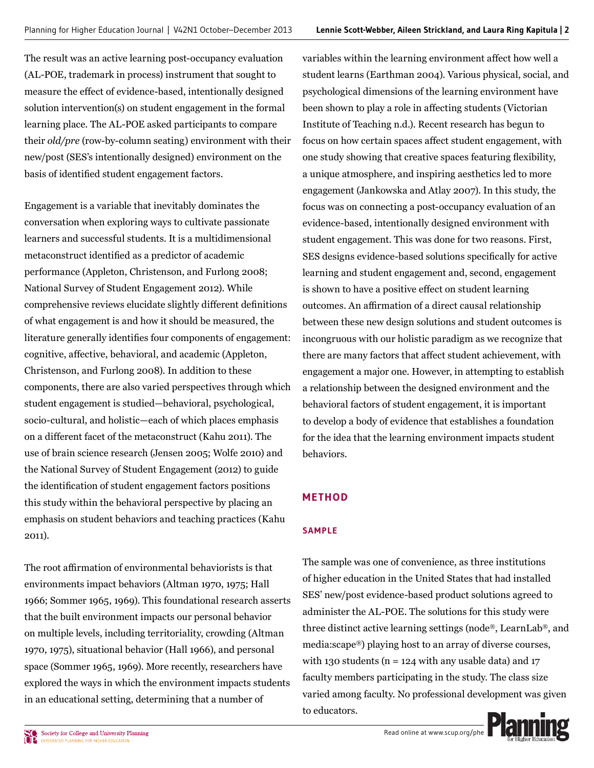The result was an active learning post-occupancy evaluation (AL-POE, trademark in process) instrument that sought to measure the effect of evidence-based, intentionally designed solution intervention(s) on student engagement in the formal learning place. The AL-POE asked participants to compare their *old/pre* (row-by-column seating) environment with their new/post (SES's intentionally designed) environment on the basis of identified student engagement factors.

Engagement is a variable that inevitably dominates the conversation when exploring ways to cultivate passionate learners and successful students. It is a multidimensional metaconstruct identified as a predictor of academic performance (Appleton, Christenson, and Furlong 2008; National Survey of Student Engagement 2012). While comprehensive reviews elucidate slightly different definitions of what engagement is and how it should be measured, the literature generally identifies four components of engagement: cognitive, affective, behavioral, and academic (Appleton, Christenson, and Furlong 2008). In addition to these components, there are also varied perspectives through which student engagement is studied—behavioral, psychological, socio-cultural, and holistic—each of which places emphasis on a different facet of the metaconstruct (Kahu 2011). The use of brain science research (Jensen 2005; Wolfe 2010) and the National Survey of Student Engagement (2012) to guide the identification of student engagement factors positions this study within the behavioral perspective by placing an emphasis on student behaviors and teaching practices (Kahu 2011).

The root affirmation of environmental behaviorists is that environments impact behaviors (Altman 1970, 1975; Hall 1966; Sommer 1965, 1969). This foundational research asserts that the built environment impacts our personal behavior on multiple levels, including territoriality, crowding (Altman 1970, 1975), situational behavior (Hall 1966), and personal space (Sommer 1965, 1969). More recently, researchers have explored the ways in which the environment impacts students in an educational setting, determining that a number of variables within the learning environment affect how well a student learns (Earthman 2004). Various physical, social, and psychological dimensions of the learning environment have been shown to play a role in affecting students (Victorian Institute of Teaching n.d.). Recent research has begun to focus on how certain spaces affect student engagement, with one study showing that creative spaces featuring flexibility, a unique atmosphere, and inspiring aesthetics led to more engagement (Jankowska and Atlay 2007). In this study, the focus was on connecting a post-occupancy evaluation of an evidence-based, intentionally designed environment with student engagement. This was done for two reasons. First, SES designs evidence-based solutions specifically for active learning and student engagement and, second, engagement is shown to have a positive effect on student learning outcomes. An affirmation of a direct causal relationship between these new design solutions and student outcomes is incongruous with our holistic paradigm as we recognize that there are many factors that affect student achievement, with engagement a major one. However, in attempting to establish a relationship between the designed environment and the behavioral factors of student engagement, it is important to develop a body of evidence that establishes a foundation for the idea that the learning environment impacts student behaviors.

## METHOD

### SAMPLE

The sample was one of convenience, as three institutions of higher education in the United States that had installed SES' new/post evidence-based product solutions agreed to administer the AL-POE. The solutions for this study were three distinct active learning settings (node®, LearnLab®, and media:scape®) playing host to an array of diverse courses, with 130 students (n = 124 with any usable data) and 17 faculty members participating in the study. The class size varied among faculty. No professional development was given to educators.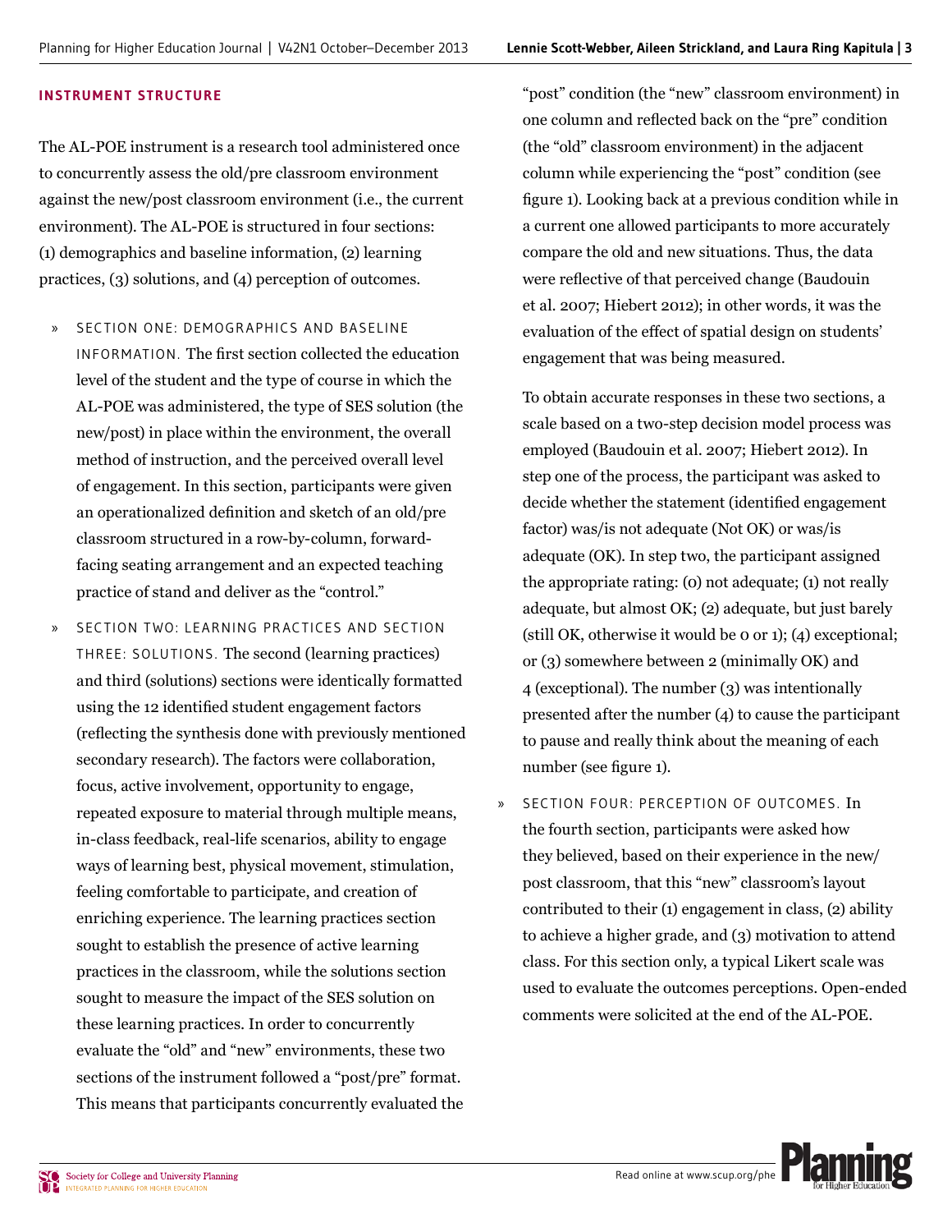## INSTRUMENT STRUCTURE

The AL-POE instrument is a research tool administered once to concurrently assess the old/pre classroom environment against the new/post classroom environment (i.e., the current environment). The AL-POE is structured in four sections: (1) demographics and baseline information, (2) learning practices, (3) solutions, and (4) perception of outcomes.

- SECTION ONE: DEMOGRAPHICS AND BASELINE INFORMATION. The first section collected the education level of the student and the type of course in which the AL-POE was administered, the type of SES solution (the new/post) in place within the environment, the overall method of instruction, and the perceived overall level of engagement. In this section, participants were given an operationalized definition and sketch of an old/pre classroom structured in a row-by-column, forward-facing seating arrangement and an expected teaching practice of stand and deliver as the "control."

- SECTION TWO: LEARNING PRACTICES AND SECTION THREE: SOLUTIONS. The second (learning practices) and third (solutions) sections were identically formatted using the 12 identified student engagement factors (reflecting the synthesis done with previously mentioned secondary research). The factors were collaboration, focus, active involvement, opportunity to engage, repeated exposure to material through multiple means, in-class feedback, real-life scenarios, ability to engage ways of learning best, physical movement, stimulation, feeling comfortable to participate, and creation of enriching experience. The learning practices section sought to establish the presence of active learning practices in the classroom, while the solutions section sought to measure the impact of the SES solution on these learning practices. In order to concurrently evaluate the "old" and "new" environments, these two sections of the instrument followed a "post/pre" format. This means that participants concurrently evaluated the "post" condition (the "new" classroom environment) in one column and reflected back on the "pre" condition (the "old" classroom environment) in the adjacent column while experiencing the "post" condition (see figure 1). Looking back at a previous condition while in a current one allowed participants to more accurately compare the old and new situations. Thus, the data were reflective of that perceived change (Baudouin et al. 2007; Hiebert 2012); in other words, it was the evaluation of the effect of spatial design on students' engagement that was being measured.

  To obtain accurate responses in these two sections, a scale based on a two-step decision model process was employed (Baudouin et al. 2007; Hiebert 2012). In step one of the process, the participant was asked to decide whether the statement (identified engagement factor) was/is not adequate (Not OK) or was/is adequate (OK). In step two, the participant assigned the appropriate rating: (0) not adequate; (1) not really adequate, but almost OK; (2) adequate, but just barely (still OK, otherwise it would be 0 or 1); (4) exceptional; or (3) somewhere between 2 (minimally OK) and 4 (exceptional). The number (3) was intentionally presented after the number (4) to cause the participant to pause and really think about the meaning of each number (see figure 1).

- SECTION FOUR: PERCEPTION OF OUTCOMES. In the fourth section, participants were asked how they believed, based on their experience in the new/post classroom, that this "new" classroom's layout contributed to their (1) engagement in class, (2) ability to achieve a higher grade, and (3) motivation to attend class. For this section only, a typical Likert scale was used to evaluate the outcomes perceptions. Open-ended comments were solicited at the end of the AL-POE.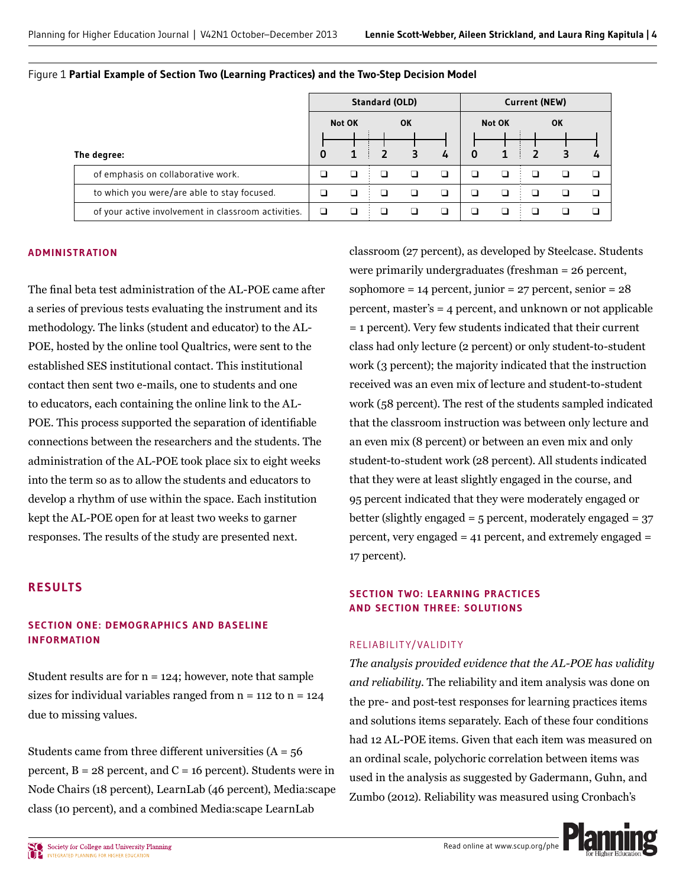Figure 1 **Partial Example of Section Two (Learning Practices) and the Two-Step Decision Model**

| | Standard (OLD) | | | | | Current (NEW) | | | | |
|---|---|---|---|---|---|---|---|---|---|---|
| | Not OK | | OK | | | Not OK | | OK | | |
| **The degree:** | 0 | 1 | 2 | 3 | 4 | 0 | 1 | 2 | 3 | 4 |
| of emphasis on collaborative work. | ❑ | ❑ | ❑ | ❑ | ❑ | ❑ | ❑ | ❑ | ❑ | ❑ |
| to which you were/are able to stay focused. | ❑ | ❑ | ❑ | ❑ | ❑ | ❑ | ❑ | ❑ | ❑ | ❑ |
| of your active involvement in classroom activities. | ❑ | ❑ | ❑ | ❑ | ❑ | ❑ | ❑ | ❑ | ❑ | ❑ |

### ADMINISTRATION

The final beta test administration of the AL-POE came after a series of previous tests evaluating the instrument and its methodology. The links (student and educator) to the AL-POE, hosted by the online tool Qualtrics, were sent to the established SES institutional contact. This institutional contact then sent two e-mails, one to students and one to educators, each containing the online link to the AL-POE. This process supported the separation of identifiable connections between the researchers and the students. The administration of the AL-POE took place six to eight weeks into the term so as to allow the students and educators to develop a rhythm of use within the space. Each institution kept the AL-POE open for at least two weeks to garner responses. The results of the study are presented next.

## RESULTS

### SECTION ONE: DEMOGRAPHICS AND BASELINE INFORMATION

Student results are for n = 124; however, note that sample sizes for individual variables ranged from n = 112 to n = 124 due to missing values.

Students came from three different universities (A = 56 percent, B = 28 percent, and C = 16 percent). Students were in Node Chairs (18 percent), LearnLab (46 percent), Media:scape class (10 percent), and a combined Media:scape LearnLab classroom (27 percent), as developed by Steelcase. Students were primarily undergraduates (freshman = 26 percent, sophomore = 14 percent, junior = 27 percent, senior = 28 percent, master's = 4 percent, and unknown or not applicable = 1 percent). Very few students indicated that their current class had only lecture (2 percent) or only student-to-student work (3 percent); the majority indicated that the instruction received was an even mix of lecture and student-to-student work (58 percent). The rest of the students sampled indicated that the classroom instruction was between only lecture and an even mix (8 percent) or between an even mix and only student-to-student work (28 percent). All students indicated that they were at least slightly engaged in the course, and 95 percent indicated that they were moderately engaged or better (slightly engaged = 5 percent, moderately engaged = 37 percent, very engaged = 41 percent, and extremely engaged = 17 percent).

### SECTION TWO: LEARNING PRACTICES AND SECTION THREE: SOLUTIONS

#### RELIABILITY/VALIDITY

*The analysis provided evidence that the AL-POE has validity and reliability.* The reliability and item analysis was done on the pre- and post-test responses for learning practices items and solutions items separately. Each of these four conditions had 12 AL-POE items. Given that each item was measured on an ordinal scale, polychoric correlation between items was used in the analysis as suggested by Gadermann, Guhn, and Zumbo (2012). Reliability was measured using Cronbach's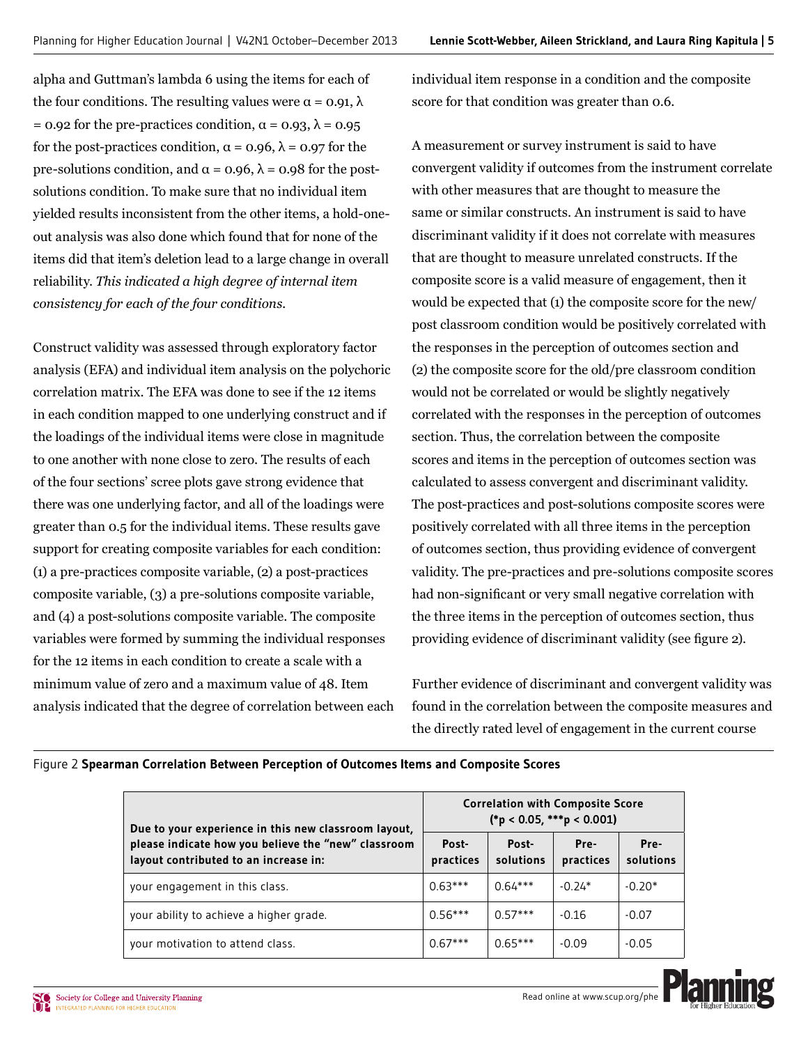alpha and Guttman's lambda 6 using the items for each of the four conditions. The resulting values were $\alpha = 0.91$, $\lambda = 0.92$ for the pre-practices condition, $\alpha = 0.93$, $\lambda = 0.95$ for the post-practices condition, $\alpha = 0.96$, $\lambda = 0.97$ for the pre-solutions condition, and $\alpha = 0.96$, $\lambda = 0.98$ for the post-solutions condition. To make sure that no individual item yielded results inconsistent from the other items, a hold-one-out analysis was also done which found that for none of the items did that item's deletion lead to a large change in overall reliability. *This indicated a high degree of internal item consistency for each of the four conditions.*

Construct validity was assessed through exploratory factor analysis (EFA) and individual item analysis on the polychoric correlation matrix. The EFA was done to see if the 12 items in each condition mapped to one underlying construct and if the loadings of the individual items were close in magnitude to one another with none close to zero. The results of each of the four sections' scree plots gave strong evidence that there was one underlying factor, and all of the loadings were greater than 0.5 for the individual items. These results gave support for creating composite variables for each condition: (1) a pre-practices composite variable, (2) a post-practices composite variable, (3) a pre-solutions composite variable, and (4) a post-solutions composite variable. The composite variables were formed by summing the individual responses for the 12 items in each condition to create a scale with a minimum value of zero and a maximum value of 48. Item analysis indicated that the degree of correlation between each individual item response in a condition and the composite score for that condition was greater than 0.6.

A measurement or survey instrument is said to have convergent validity if outcomes from the instrument correlate with other measures that are thought to measure the same or similar constructs. An instrument is said to have discriminant validity if it does not correlate with measures that are thought to measure unrelated constructs. If the composite score is a valid measure of engagement, then it would be expected that (1) the composite score for the new/post classroom condition would be positively correlated with the responses in the perception of outcomes section and (2) the composite score for the old/pre classroom condition would not be correlated or would be slightly negatively correlated with the responses in the perception of outcomes section. Thus, the correlation between the composite scores and items in the perception of outcomes section was calculated to assess convergent and discriminant validity. The post-practices and post-solutions composite scores were positively correlated with all three items in the perception of outcomes section, thus providing evidence of convergent validity. The pre-practices and pre-solutions composite scores had non-significant or very small negative correlation with the three items in the perception of outcomes section, thus providing evidence of discriminant validity (see figure 2).

Further evidence of discriminant and convergent validity was found in the correlation between the composite measures and the directly rated level of engagement in the current course

Figure 2 **Spearman Correlation Between Perception of Outcomes Items and Composite Scores**

| Due to your experience in this new classroom layout, please indicate how you believe the "new" classroom layout contributed to an increase in: | Correlation with Composite Score (*p < 0.05, ***p < 0.001) | | | |
|---|---|---|---|---|
| | Post-practices | Post-solutions | Pre-practices | Pre-solutions |
| your engagement in this class. | 0.63*** | 0.64*** | -0.24* | -0.20* |
| your ability to achieve a higher grade. | 0.56*** | 0.57*** | -0.16 | -0.07 |
| your motivation to attend class. | 0.67*** | 0.65*** | -0.09 | -0.05 |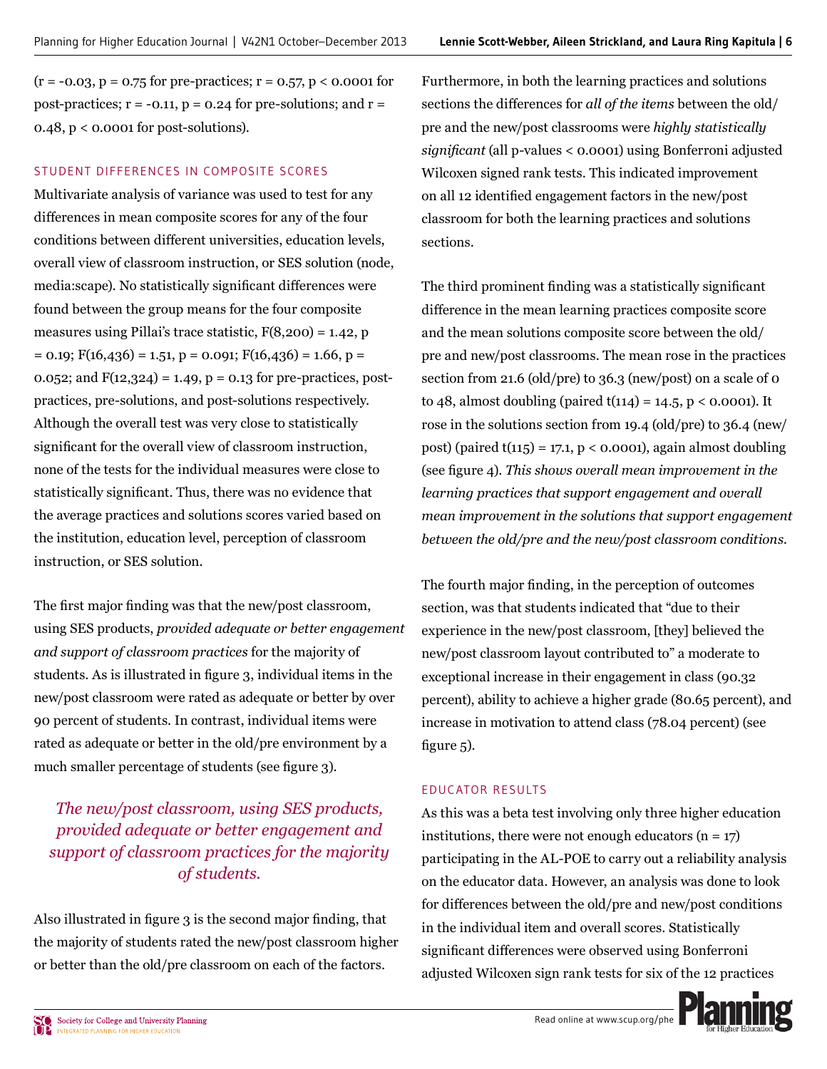($r = -0.03$, $p = 0.75$ for pre-practices; $r = 0.57$, $p < 0.0001$ for post-practices; $r = -0.11$, $p = 0.24$ for pre-solutions; and $r = 0.48$, $p < 0.0001$ for post-solutions).

### STUDENT DIFFERENCES IN COMPOSITE SCORES

Multivariate analysis of variance was used to test for any differences in mean composite scores for any of the four conditions between different universities, education levels, overall view of classroom instruction, or SES solution (node, media:scape). No statistically significant differences were found between the group means for the four composite measures using Pillai's trace statistic, $F(8,200) = 1.42$, $p = 0.19$; $F(16,436) = 1.51$, $p = 0.091$; $F(16,436) = 1.66$, $p = 0.052$; and $F(12,324) = 1.49$, $p = 0.13$ for pre-practices, post-practices, pre-solutions, and post-solutions respectively. Although the overall test was very close to statistically significant for the overall view of classroom instruction, none of the tests for the individual measures were close to statistically significant. Thus, there was no evidence that the average practices and solutions scores varied based on the institution, education level, perception of classroom instruction, or SES solution.

The first major finding was that the new/post classroom, using SES products, *provided adequate or better engagement and support of classroom practices* for the majority of students. As is illustrated in figure 3, individual items in the new/post classroom were rated as adequate or better by over 90 percent of students. In contrast, individual items were rated as adequate or better in the old/pre environment by a much smaller percentage of students (see figure 3).

> *The new/post classroom, using SES products, provided adequate or better engagement and support of classroom practices for the majority of students.*

Also illustrated in figure 3 is the second major finding, that the majority of students rated the new/post classroom higher or better than the old/pre classroom on each of the factors. Furthermore, in both the learning practices and solutions sections the differences for *all of the items* between the old/pre and the new/post classrooms were *highly statistically significant* (all p-values < 0.0001) using Bonferroni adjusted Wilcoxen signed rank tests. This indicated improvement on all 12 identified engagement factors in the new/post classroom for both the learning practices and solutions sections.

The third prominent finding was a statistically significant difference in the mean learning practices composite score and the mean solutions composite score between the old/pre and new/post classrooms. The mean rose in the practices section from 21.6 (old/pre) to 36.3 (new/post) on a scale of 0 to 48, almost doubling (paired $t(114) = 14.5$, $p < 0.0001$). It rose in the solutions section from 19.4 (old/pre) to 36.4 (new/post) (paired $t(115) = 17.1$, $p < 0.0001$), again almost doubling (see figure 4). *This shows overall mean improvement in the learning practices that support engagement and overall mean improvement in the solutions that support engagement between the old/pre and the new/post classroom conditions.*

The fourth major finding, in the perception of outcomes section, was that students indicated that "due to their experience in the new/post classroom, [they] believed the new/post classroom layout contributed to" a moderate to exceptional increase in their engagement in class (90.32 percent), ability to achieve a higher grade (80.65 percent), and increase in motivation to attend class (78.04 percent) (see figure 5).

### EDUCATOR RESULTS

As this was a beta test involving only three higher education institutions, there were not enough educators ($n = 17$) participating in the AL-POE to carry out a reliability analysis on the educator data. However, an analysis was done to look for differences between the old/pre and new/post conditions in the individual item and overall scores. Statistically significant differences were observed using Bonferroni adjusted Wilcoxen sign rank tests for six of the 12 practices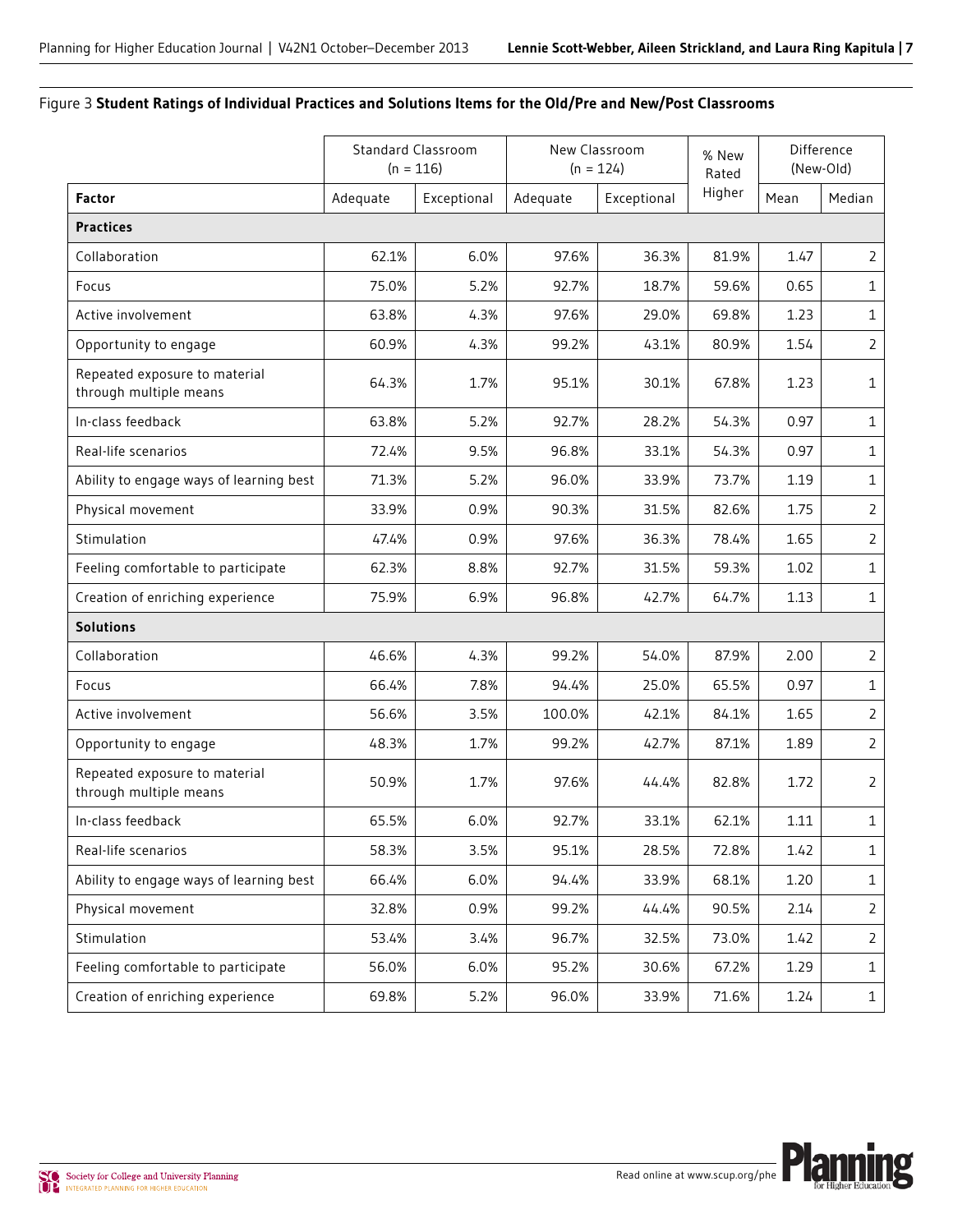Figure 3 **Student Ratings of Individual Practices and Solutions Items for the Old/Pre and New/Post Classrooms**

| | Standard Classroom (n = 116) | | New Classroom (n = 124) | | % New Rated Higher | Difference (New-Old) | |
|---|---|---|---|---|---|---|---|
| **Factor** | Adequate | Exceptional | Adequate | Exceptional | | Mean | Median |
| **Practices** | | | | | | | |
| Collaboration | 62.1% | 6.0% | 97.6% | 36.3% | 81.9% | 1.47 | 2 |
| Focus | 75.0% | 5.2% | 92.7% | 18.7% | 59.6% | 0.65 | 1 |
| Active involvement | 63.8% | 4.3% | 97.6% | 29.0% | 69.8% | 1.23 | 1 |
| Opportunity to engage | 60.9% | 4.3% | 99.2% | 43.1% | 80.9% | 1.54 | 2 |
| Repeated exposure to material through multiple means | 64.3% | 1.7% | 95.1% | 30.1% | 67.8% | 1.23 | 1 |
| In-class feedback | 63.8% | 5.2% | 92.7% | 28.2% | 54.3% | 0.97 | 1 |
| Real-life scenarios | 72.4% | 9.5% | 96.8% | 33.1% | 54.3% | 0.97 | 1 |
| Ability to engage ways of learning best | 71.3% | 5.2% | 96.0% | 33.9% | 73.7% | 1.19 | 1 |
| Physical movement | 33.9% | 0.9% | 90.3% | 31.5% | 82.6% | 1.75 | 2 |
| Stimulation | 47.4% | 0.9% | 97.6% | 36.3% | 78.4% | 1.65 | 2 |
| Feeling comfortable to participate | 62.3% | 8.8% | 92.7% | 31.5% | 59.3% | 1.02 | 1 |
| Creation of enriching experience | 75.9% | 6.9% | 96.8% | 42.7% | 64.7% | 1.13 | 1 |
| **Solutions** | | | | | | | |
| Collaboration | 46.6% | 4.3% | 99.2% | 54.0% | 87.9% | 2.00 | 2 |
| Focus | 66.4% | 7.8% | 94.4% | 25.0% | 65.5% | 0.97 | 1 |
| Active involvement | 56.6% | 3.5% | 100.0% | 42.1% | 84.1% | 1.65 | 2 |
| Opportunity to engage | 48.3% | 1.7% | 99.2% | 42.7% | 87.1% | 1.89 | 2 |
| Repeated exposure to material through multiple means | 50.9% | 1.7% | 97.6% | 44.4% | 82.8% | 1.72 | 2 |
| In-class feedback | 65.5% | 6.0% | 92.7% | 33.1% | 62.1% | 1.11 | 1 |
| Real-life scenarios | 58.3% | 3.5% | 95.1% | 28.5% | 72.8% | 1.42 | 1 |
| Ability to engage ways of learning best | 66.4% | 6.0% | 94.4% | 33.9% | 68.1% | 1.20 | 1 |
| Physical movement | 32.8% | 0.9% | 99.2% | 44.4% | 90.5% | 2.14 | 2 |
| Stimulation | 53.4% | 3.4% | 96.7% | 32.5% | 73.0% | 1.42 | 2 |
| Feeling comfortable to participate | 56.0% | 6.0% | 95.2% | 30.6% | 67.2% | 1.29 | 1 |
| Creation of enriching experience | 69.8% | 5.2% | 96.0% | 33.9% | 71.6% | 1.24 | 1 |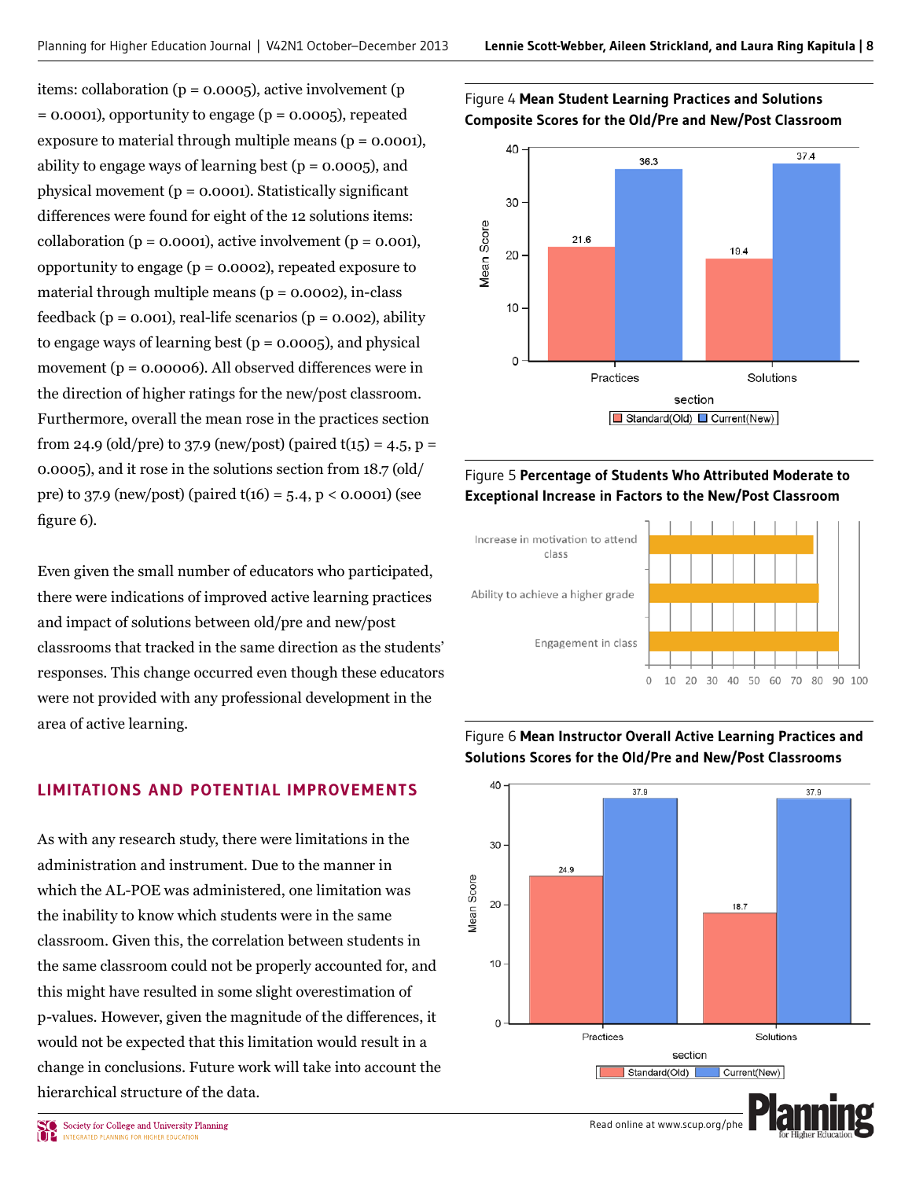items: collaboration ($p = 0.0005$), active involvement ($p = 0.0001$), opportunity to engage ($p = 0.0005$), repeated exposure to material through multiple means ($p = 0.0001$), ability to engage ways of learning best ($p = 0.0005$), and physical movement ($p = 0.0001$). Statistically significant differences were found for eight of the 12 solutions items: collaboration ($p = 0.0001$), active involvement ($p = 0.001$), opportunity to engage ($p = 0.0002$), repeated exposure to material through multiple means ($p = 0.0002$), in-class feedback ($p = 0.001$), real-life scenarios ($p = 0.002$), ability to engage ways of learning best ($p = 0.0005$), and physical movement ($p = 0.00006$). All observed differences were in the direction of higher ratings for the new/post classroom. Furthermore, overall the mean rose in the practices section from 24.9 (old/pre) to 37.9 (new/post) (paired $t(15) = 4.5$, $p = 0.0005$), and it rose in the solutions section from 18.7 (old/pre) to 37.9 (new/post) (paired $t(16) = 5.4$, $p < 0.0001$) (see figure 6).

Even given the small number of educators who participated, there were indications of improved active learning practices and impact of solutions between old/pre and new/post classrooms that tracked in the same direction as the students' responses. This change occurred even though these educators were not provided with any professional development in the area of active learning.

## LIMITATIONS AND POTENTIAL IMPROVEMENTS

As with any research study, there were limitations in the administration and instrument. Due to the manner in which the AL-POE was administered, one limitation was the inability to know which students were in the same classroom. Given this, the correlation between students in the same classroom could not be properly accounted for, and this might have resulted in some slight overestimation of p-values. However, given the magnitude of the differences, it would not be expected that this limitation would result in a change in conclusions. Future work will take into account the hierarchical structure of the data.

Figure 4 **Mean Student Learning Practices and Solutions Composite Scores for the Old/Pre and New/Post Classroom**

| Section | Standard(Old) | Current(New) |
|---|---|---|
| Practices | 21.6 | 36.3 |
| Solutions | 19.4 | 37.4 |

Figure 5 **Percentage of Students Who Attributed Moderate to Exceptional Increase in Factors to the New/Post Classroom**

Figure 6 **Mean Instructor Overall Active Learning Practices and Solutions Scores for the Old/Pre and New/Post Classrooms**

| Section | Standard(Old) | Current(New) |
|---|---|---|
| Practices | 24.9 | 37.9 |
| Solutions | 18.7 | 37.9 |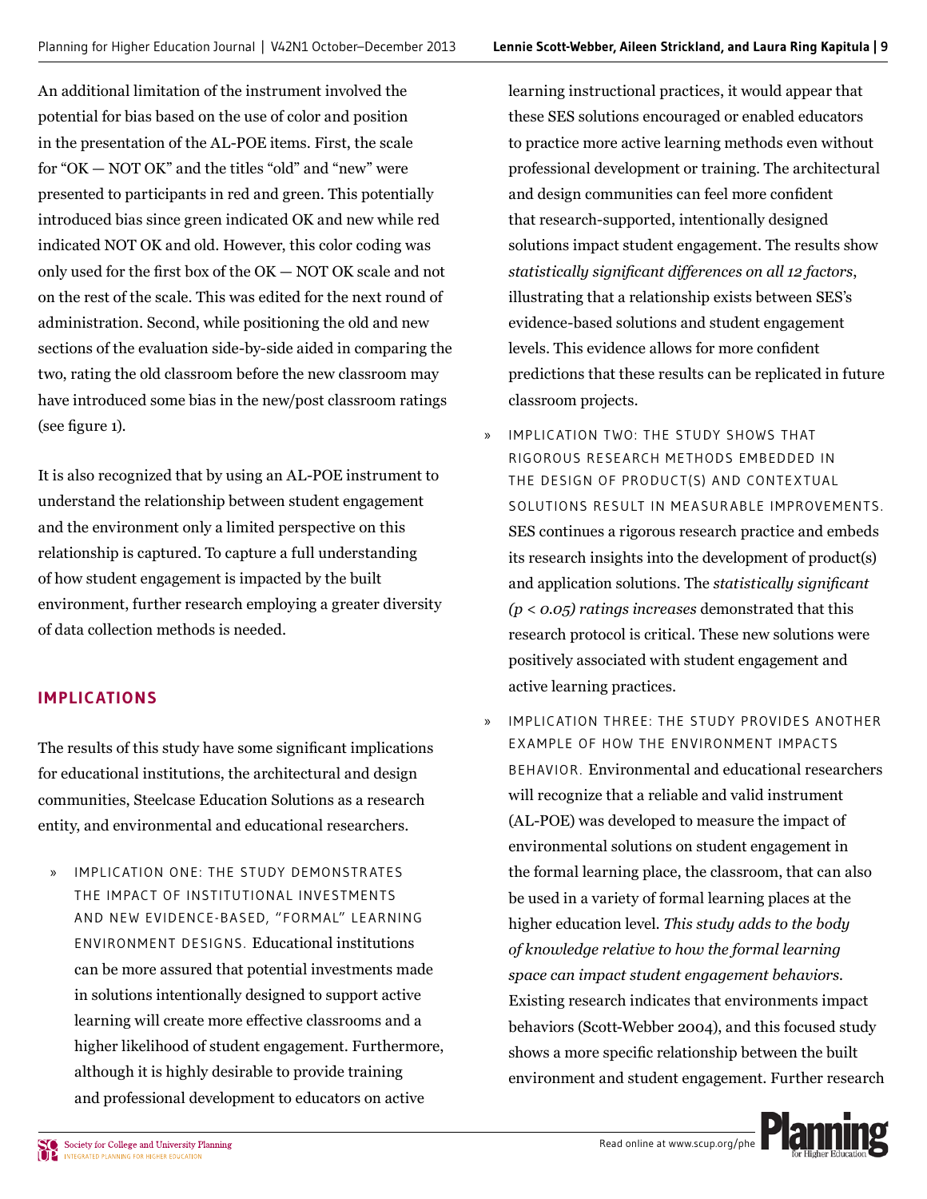An additional limitation of the instrument involved the potential for bias based on the use of color and position in the presentation of the AL-POE items. First, the scale for "OK — NOT OK" and the titles "old" and "new" were presented to participants in red and green. This potentially introduced bias since green indicated OK and new while red indicated NOT OK and old. However, this color coding was only used for the first box of the OK — NOT OK scale and not on the rest of the scale. This was edited for the next round of administration. Second, while positioning the old and new sections of the evaluation side-by-side aided in comparing the two, rating the old classroom before the new classroom may have introduced some bias in the new/post classroom ratings (see figure 1).

It is also recognized that by using an AL-POE instrument to understand the relationship between student engagement and the environment only a limited perspective on this relationship is captured. To capture a full understanding of how student engagement is impacted by the built environment, further research employing a greater diversity of data collection methods is needed.

## IMPLICATIONS

The results of this study have some significant implications for educational institutions, the architectural and design communities, Steelcase Education Solutions as a research entity, and environmental and educational researchers.

- IMPLICATION ONE: THE STUDY DEMONSTRATES THE IMPACT OF INSTITUTIONAL INVESTMENTS AND NEW EVIDENCE-BASED, "FORMAL" LEARNING ENVIRONMENT DESIGNS. Educational institutions can be more assured that potential investments made in solutions intentionally designed to support active learning will create more effective classrooms and a higher likelihood of student engagement. Furthermore, although it is highly desirable to provide training and professional development to educators on active learning instructional practices, it would appear that these SES solutions encouraged or enabled educators to practice more active learning methods even without professional development or training. The architectural and design communities can feel more confident that research-supported, intentionally designed solutions impact student engagement. The results show *statistically significant differences on all 12 factors*, illustrating that a relationship exists between SES's evidence-based solutions and student engagement levels. This evidence allows for more confident predictions that these results can be replicated in future classroom projects.
- IMPLICATION TWO: THE STUDY SHOWS THAT RIGOROUS RESEARCH METHODS EMBEDDED IN THE DESIGN OF PRODUCT(S) AND CONTEXTUAL SOLUTIONS RESULT IN MEASURABLE IMPROVEMENTS. SES continues a rigorous research practice and embeds its research insights into the development of product(s) and application solutions. The *statistically significant ($p < 0.05$) ratings increases* demonstrated that this research protocol is critical. These new solutions were positively associated with student engagement and active learning practices.
- IMPLICATION THREE: THE STUDY PROVIDES ANOTHER EXAMPLE OF HOW THE ENVIRONMENT IMPACTS BEHAVIOR. Environmental and educational researchers will recognize that a reliable and valid instrument (AL-POE) was developed to measure the impact of environmental solutions on student engagement in the formal learning place, the classroom, that can also be used in a variety of formal learning places at the higher education level. *This study adds to the body of knowledge relative to how the formal learning space can impact student engagement behaviors.* Existing research indicates that environments impact behaviors (Scott-Webber 2004), and this focused study shows a more specific relationship between the built environment and student engagement. Further research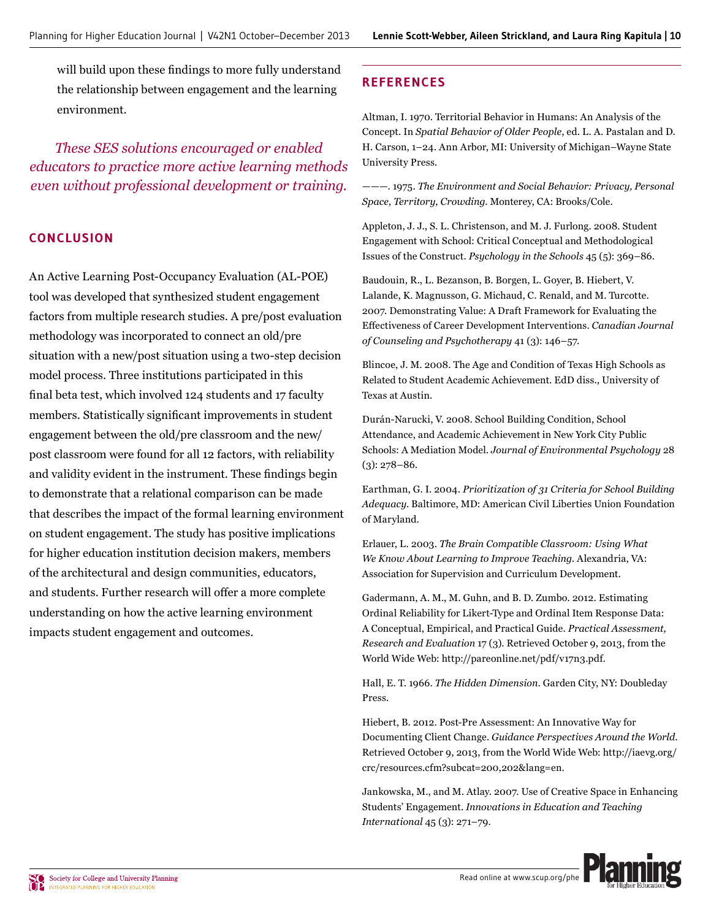will build upon these findings to more fully understand the relationship between engagement and the learning environment.

*These SES solutions encouraged or enabled educators to practice more active learning methods even without professional development or training.*

## CONCLUSION

An Active Learning Post-Occupancy Evaluation (AL-POE) tool was developed that synthesized student engagement factors from multiple research studies. A pre/post evaluation methodology was incorporated to connect an old/pre situation with a new/post situation using a two-step decision model process. Three institutions participated in this final beta test, which involved 124 students and 17 faculty members. Statistically significant improvements in student engagement between the old/pre classroom and the new/post classroom were found for all 12 factors, with reliability and validity evident in the instrument. These findings begin to demonstrate that a relational comparison can be made that describes the impact of the formal learning environment on student engagement. The study has positive implications for higher education institution decision makers, members of the architectural and design communities, educators, and students. Further research will offer a more complete understanding on how the active learning environment impacts student engagement and outcomes.

## REFERENCES

Altman, I. 1970. Territorial Behavior in Humans: An Analysis of the Concept. In *Spatial Behavior of Older People*, ed. L. A. Pastalan and D. H. Carson, 1–24. Ann Arbor, MI: University of Michigan–Wayne State University Press.

———. 1975. *The Environment and Social Behavior: Privacy, Personal Space, Territory, Crowding*. Monterey, CA: Brooks/Cole.

Appleton, J. J., S. L. Christenson, and M. J. Furlong. 2008. Student Engagement with School: Critical Conceptual and Methodological Issues of the Construct. *Psychology in the Schools* 45 (5): 369–86.

Baudouin, R., L. Bezanson, B. Borgen, L. Goyer, B. Hiebert, V. Lalande, K. Magnusson, G. Michaud, C. Renald, and M. Turcotte. 2007. Demonstrating Value: A Draft Framework for Evaluating the Effectiveness of Career Development Interventions. *Canadian Journal of Counseling and Psychotherapy* 41 (3): 146–57.

Blincoe, J. M. 2008. The Age and Condition of Texas High Schools as Related to Student Academic Achievement. EdD diss., University of Texas at Austin.

Durán-Narucki, V. 2008. School Building Condition, School Attendance, and Academic Achievement in New York City Public Schools: A Mediation Model. *Journal of Environmental Psychology* 28 (3): 278–86.

Earthman, G. I. 2004. *Prioritization of 31 Criteria for School Building Adequacy*. Baltimore, MD: American Civil Liberties Union Foundation of Maryland.

Erlauer, L. 2003. *The Brain Compatible Classroom: Using What We Know About Learning to Improve Teaching*. Alexandria, VA: Association for Supervision and Curriculum Development.

Gadermann, A. M., M. Guhn, and B. D. Zumbo. 2012. Estimating Ordinal Reliability for Likert-Type and Ordinal Item Response Data: A Conceptual, Empirical, and Practical Guide. *Practical Assessment, Research and Evaluation* 17 (3). Retrieved October 9, 2013, from the World Wide Web: http://pareonline.net/pdf/v17n3.pdf.

Hall, E. T. 1966. *The Hidden Dimension*. Garden City, NY: Doubleday Press.

Hiebert, B. 2012. Post-Pre Assessment: An Innovative Way for Documenting Client Change. *Guidance Perspectives Around the World*. Retrieved October 9, 2013, from the World Wide Web: http://iaevg.org/crc/resources.cfm?subcat=200,202&lang=en.

Jankowska, M., and M. Atlay. 2007. Use of Creative Space in Enhancing Students' Engagement. *Innovations in Education and Teaching International* 45 (3): 271–79.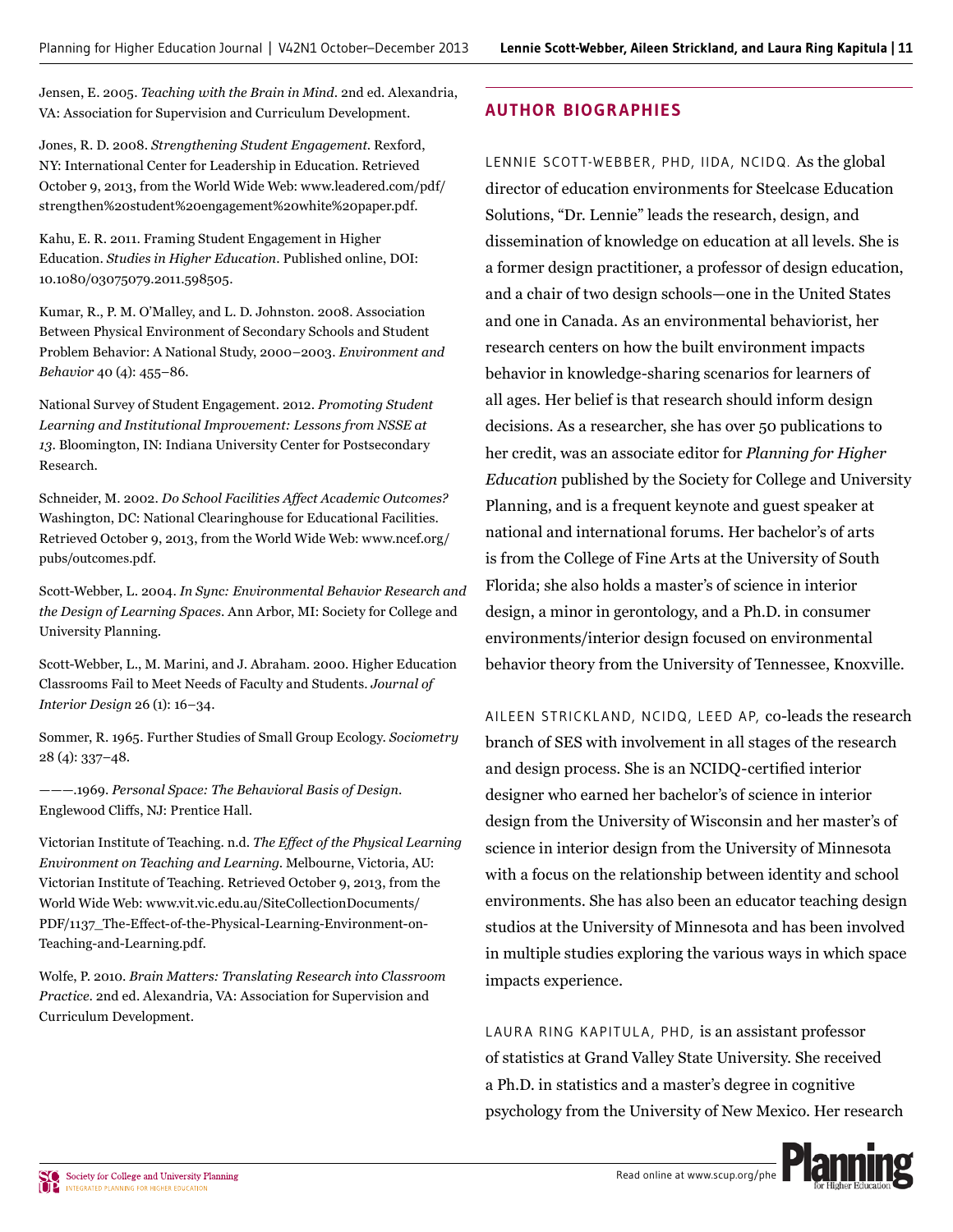Jensen, E. 2005. *Teaching with the Brain in Mind*. 2nd ed. Alexandria, VA: Association for Supervision and Curriculum Development.

Jones, R. D. 2008. *Strengthening Student Engagement*. Rexford, NY: International Center for Leadership in Education. Retrieved October 9, 2013, from the World Wide Web: www.leadered.com/pdf/strengthen%20student%20engagement%20white%20paper.pdf.

Kahu, E. R. 2011. Framing Student Engagement in Higher Education. *Studies in Higher Education*. Published online, DOI: 10.1080/03075079.2011.598505.

Kumar, R., P. M. O'Malley, and L. D. Johnston. 2008. Association Between Physical Environment of Secondary Schools and Student Problem Behavior: A National Study, 2000–2003. *Environment and Behavior* 40 (4): 455–86.

National Survey of Student Engagement. 2012. *Promoting Student Learning and Institutional Improvement: Lessons from NSSE at 13*. Bloomington, IN: Indiana University Center for Postsecondary Research.

Schneider, M. 2002. *Do School Facilities Affect Academic Outcomes?* Washington, DC: National Clearinghouse for Educational Facilities. Retrieved October 9, 2013, from the World Wide Web: www.ncef.org/pubs/outcomes.pdf.

Scott-Webber, L. 2004. *In Sync: Environmental Behavior Research and the Design of Learning Spaces*. Ann Arbor, MI: Society for College and University Planning.

Scott-Webber, L., M. Marini, and J. Abraham. 2000. Higher Education Classrooms Fail to Meet Needs of Faculty and Students. *Journal of Interior Design* 26 (1): 16–34.

Sommer, R. 1965. Further Studies of Small Group Ecology. *Sociometry* 28 (4): 337–48.

———.1969. *Personal Space: The Behavioral Basis of Design*. Englewood Cliffs, NJ: Prentice Hall.

Victorian Institute of Teaching. n.d. *The Effect of the Physical Learning Environment on Teaching and Learning*. Melbourne, Victoria, AU: Victorian Institute of Teaching. Retrieved October 9, 2013, from the World Wide Web: www.vit.vic.edu.au/SiteCollectionDocuments/PDF/1137_The-Effect-of-the-Physical-Learning-Environment-on-Teaching-and-Learning.pdf.

Wolfe, P. 2010. *Brain Matters: Translating Research into Classroom Practice*. 2nd ed. Alexandria, VA: Association for Supervision and Curriculum Development.

## AUTHOR BIOGRAPHIES

LENNIE SCOTT-WEBBER, PHD, IIDA, NCIDQ. As the global director of education environments for Steelcase Education Solutions, "Dr. Lennie" leads the research, design, and dissemination of knowledge on education at all levels. She is a former design practitioner, a professor of design education, and a chair of two design schools—one in the United States and one in Canada. As an environmental behaviorist, her research centers on how the built environment impacts behavior in knowledge-sharing scenarios for learners of all ages. Her belief is that research should inform design decisions. As a researcher, she has over 50 publications to her credit, was an associate editor for *Planning for Higher Education* published by the Society for College and University Planning, and is a frequent keynote and guest speaker at national and international forums. Her bachelor's of arts is from the College of Fine Arts at the University of South Florida; she also holds a master's of science in interior design, a minor in gerontology, and a Ph.D. in consumer environments/interior design focused on environmental behavior theory from the University of Tennessee, Knoxville.

AILEEN STRICKLAND, NCIDQ, LEED AP, co-leads the research branch of SES with involvement in all stages of the research and design process. She is an NCIDQ-certified interior designer who earned her bachelor's of science in interior design from the University of Wisconsin and her master's of science in interior design from the University of Minnesota with a focus on the relationship between identity and school environments. She has also been an educator teaching design studios at the University of Minnesota and has been involved in multiple studies exploring the various ways in which space impacts experience.

LAURA RING KAPITULA, PHD, is an assistant professor of statistics at Grand Valley State University. She received a Ph.D. in statistics and a master's degree in cognitive psychology from the University of New Mexico. Her research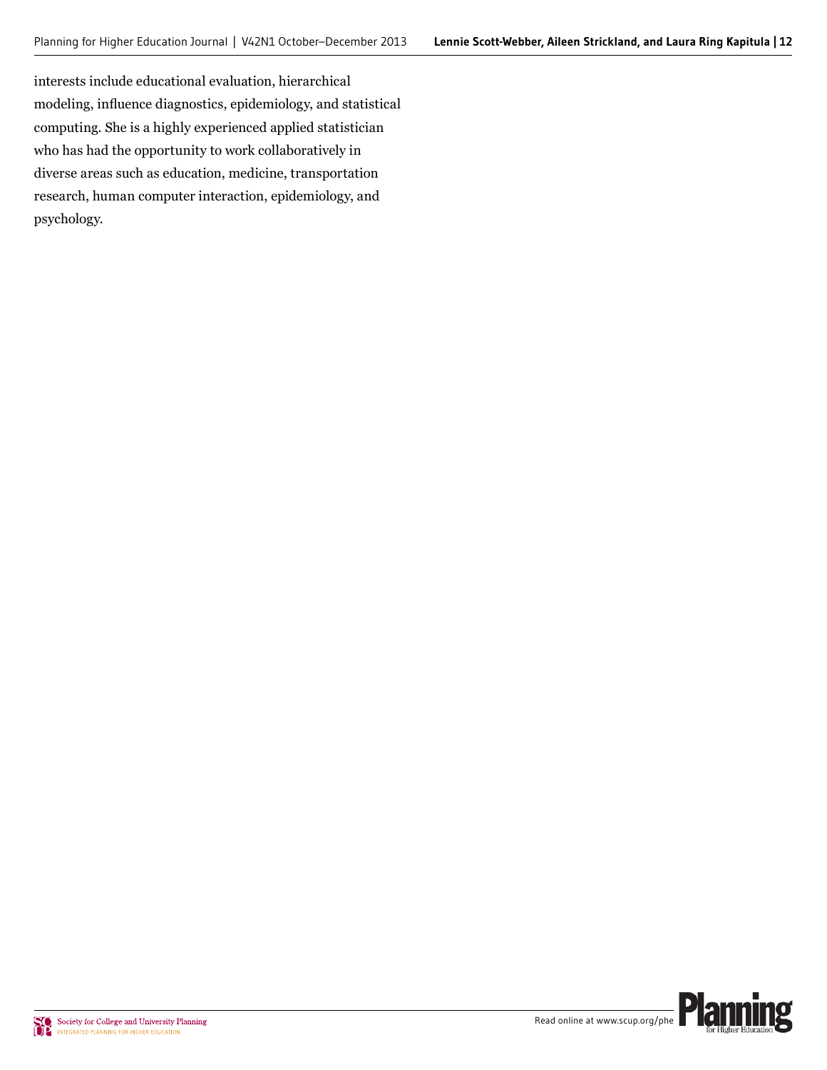interests include educational evaluation, hierarchical modeling, influence diagnostics, epidemiology, and statistical computing. She is a highly experienced applied statistician who has had the opportunity to work collaboratively in diverse areas such as education, medicine, transportation research, human computer interaction, epidemiology, and psychology.